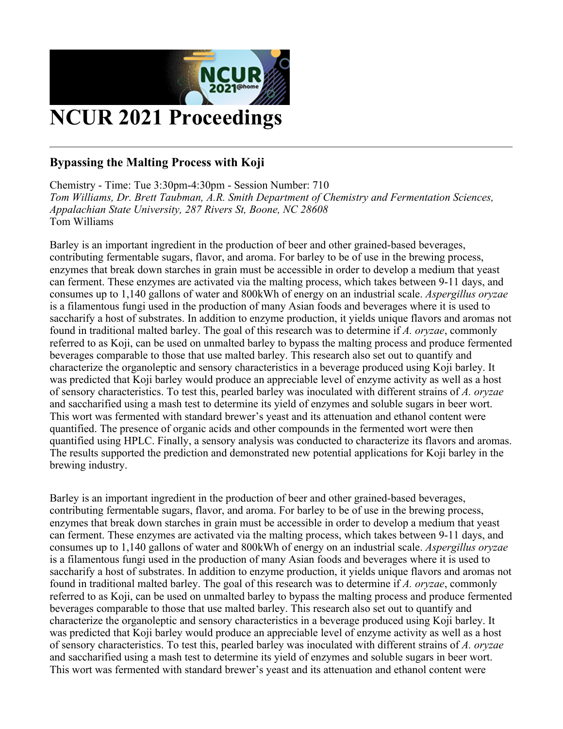# NCUR 2021 Proceedings

---

### Bypassing the Malting Process with Koji

Chemistry - Time: Tue 3:30pm-4:30pm - Session Number: 710
*Tom Williams, Dr. Brett Taubman, A.R. Smith Department of Chemistry and Fermentation Sciences, Appalachian State University, 287 Rivers St, Boone, NC 28608*
Tom Williams

Barley is an important ingredient in the production of beer and other grained-based beverages, contributing fermentable sugars, flavor, and aroma. For barley to be of use in the brewing process, enzymes that break down starches in grain must be accessible in order to develop a medium that yeast can ferment. These enzymes are activated via the malting process, which takes between 9-11 days, and consumes up to 1,140 gallons of water and 800kWh of energy on an industrial scale. *Aspergillus oryzae* is a filamentous fungi used in the production of many Asian foods and beverages where it is used to saccharify a host of substrates. In addition to enzyme production, it yields unique flavors and aromas not found in traditional malted barley. The goal of this research was to determine if *A. oryzae*, commonly referred to as Koji, can be used on unmalted barley to bypass the malting process and produce fermented beverages comparable to those that use malted barley. This research also set out to quantify and characterize the organoleptic and sensory characteristics in a beverage produced using Koji barley. It was predicted that Koji barley would produce an appreciable level of enzyme activity as well as a host of sensory characteristics. To test this, pearled barley was inoculated with different strains of *A. oryzae* and saccharified using a mash test to determine its yield of enzymes and soluble sugars in beer wort. This wort was fermented with standard brewer's yeast and its attenuation and ethanol content were quantified. The presence of organic acids and other compounds in the fermented wort were then quantified using HPLC. Finally, a sensory analysis was conducted to characterize its flavors and aromas. The results supported the prediction and demonstrated new potential applications for Koji barley in the brewing industry.

Barley is an important ingredient in the production of beer and other grained-based beverages, contributing fermentable sugars, flavor, and aroma. For barley to be of use in the brewing process, enzymes that break down starches in grain must be accessible in order to develop a medium that yeast can ferment. These enzymes are activated via the malting process, which takes between 9-11 days, and consumes up to 1,140 gallons of water and 800kWh of energy on an industrial scale. *Aspergillus oryzae* is a filamentous fungi used in the production of many Asian foods and beverages where it is used to saccharify a host of substrates. In addition to enzyme production, it yields unique flavors and aromas not found in traditional malted barley. The goal of this research was to determine if *A. oryzae*, commonly referred to as Koji, can be used on unmalted barley to bypass the malting process and produce fermented beverages comparable to those that use malted barley. This research also set out to quantify and characterize the organoleptic and sensory characteristics in a beverage produced using Koji barley. It was predicted that Koji barley would produce an appreciable level of enzyme activity as well as a host of sensory characteristics. To test this, pearled barley was inoculated with different strains of *A. oryzae* and saccharified using a mash test to determine its yield of enzymes and soluble sugars in beer wort. This wort was fermented with standard brewer's yeast and its attenuation and ethanol content were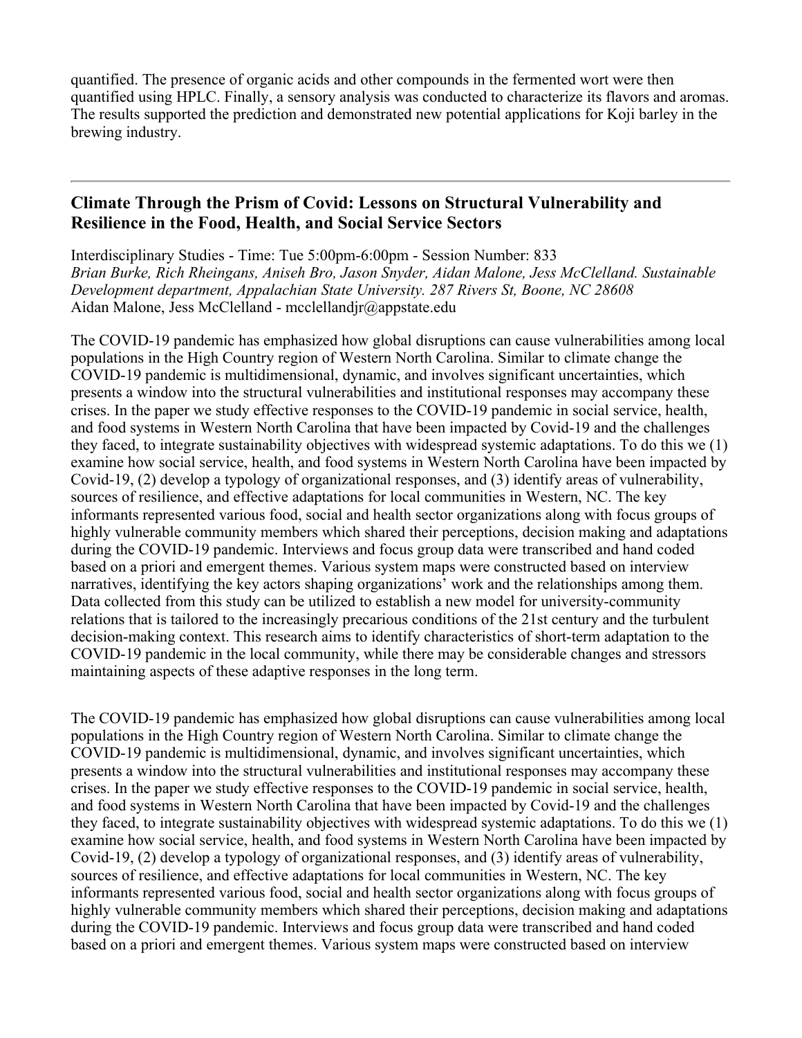quantified. The presence of organic acids and other compounds in the fermented wort were then quantified using HPLC. Finally, a sensory analysis was conducted to characterize its flavors and aromas. The results supported the prediction and demonstrated new potential applications for Koji barley in the brewing industry.

---

### Climate Through the Prism of Covid: Lessons on Structural Vulnerability and Resilience in the Food, Health, and Social Service Sectors

Interdisciplinary Studies - Time: Tue 5:00pm-6:00pm - Session Number: 833
*Brian Burke, Rich Rheingans, Aniseh Bro, Jason Snyder, Aidan Malone, Jess McClelland. Sustainable Development department, Appalachian State University. 287 Rivers St, Boone, NC 28608*
Aidan Malone, Jess McClelland - mcclellandjr@appstate.edu

The COVID-19 pandemic has emphasized how global disruptions can cause vulnerabilities among local populations in the High Country region of Western North Carolina. Similar to climate change the COVID-19 pandemic is multidimensional, dynamic, and involves significant uncertainties, which presents a window into the structural vulnerabilities and institutional responses may accompany these crises. In the paper we study effective responses to the COVID-19 pandemic in social service, health, and food systems in Western North Carolina that have been impacted by Covid-19 and the challenges they faced, to integrate sustainability objectives with widespread systemic adaptations. To do this we (1) examine how social service, health, and food systems in Western North Carolina have been impacted by Covid-19, (2) develop a typology of organizational responses, and (3) identify areas of vulnerability, sources of resilience, and effective adaptations for local communities in Western, NC. The key informants represented various food, social and health sector organizations along with focus groups of highly vulnerable community members which shared their perceptions, decision making and adaptations during the COVID-19 pandemic. Interviews and focus group data were transcribed and hand coded based on a priori and emergent themes. Various system maps were constructed based on interview narratives, identifying the key actors shaping organizations' work and the relationships among them. Data collected from this study can be utilized to establish a new model for university-community relations that is tailored to the increasingly precarious conditions of the 21st century and the turbulent decision-making context. This research aims to identify characteristics of short-term adaptation to the COVID-19 pandemic in the local community, while there may be considerable changes and stressors maintaining aspects of these adaptive responses in the long term.

The COVID-19 pandemic has emphasized how global disruptions can cause vulnerabilities among local populations in the High Country region of Western North Carolina. Similar to climate change the COVID-19 pandemic is multidimensional, dynamic, and involves significant uncertainties, which presents a window into the structural vulnerabilities and institutional responses may accompany these crises. In the paper we study effective responses to the COVID-19 pandemic in social service, health, and food systems in Western North Carolina that have been impacted by Covid-19 and the challenges they faced, to integrate sustainability objectives with widespread systemic adaptations. To do this we (1) examine how social service, health, and food systems in Western North Carolina have been impacted by Covid-19, (2) develop a typology of organizational responses, and (3) identify areas of vulnerability, sources of resilience, and effective adaptations for local communities in Western, NC. The key informants represented various food, social and health sector organizations along with focus groups of highly vulnerable community members which shared their perceptions, decision making and adaptations during the COVID-19 pandemic. Interviews and focus group data were transcribed and hand coded based on a priori and emergent themes. Various system maps were constructed based on interview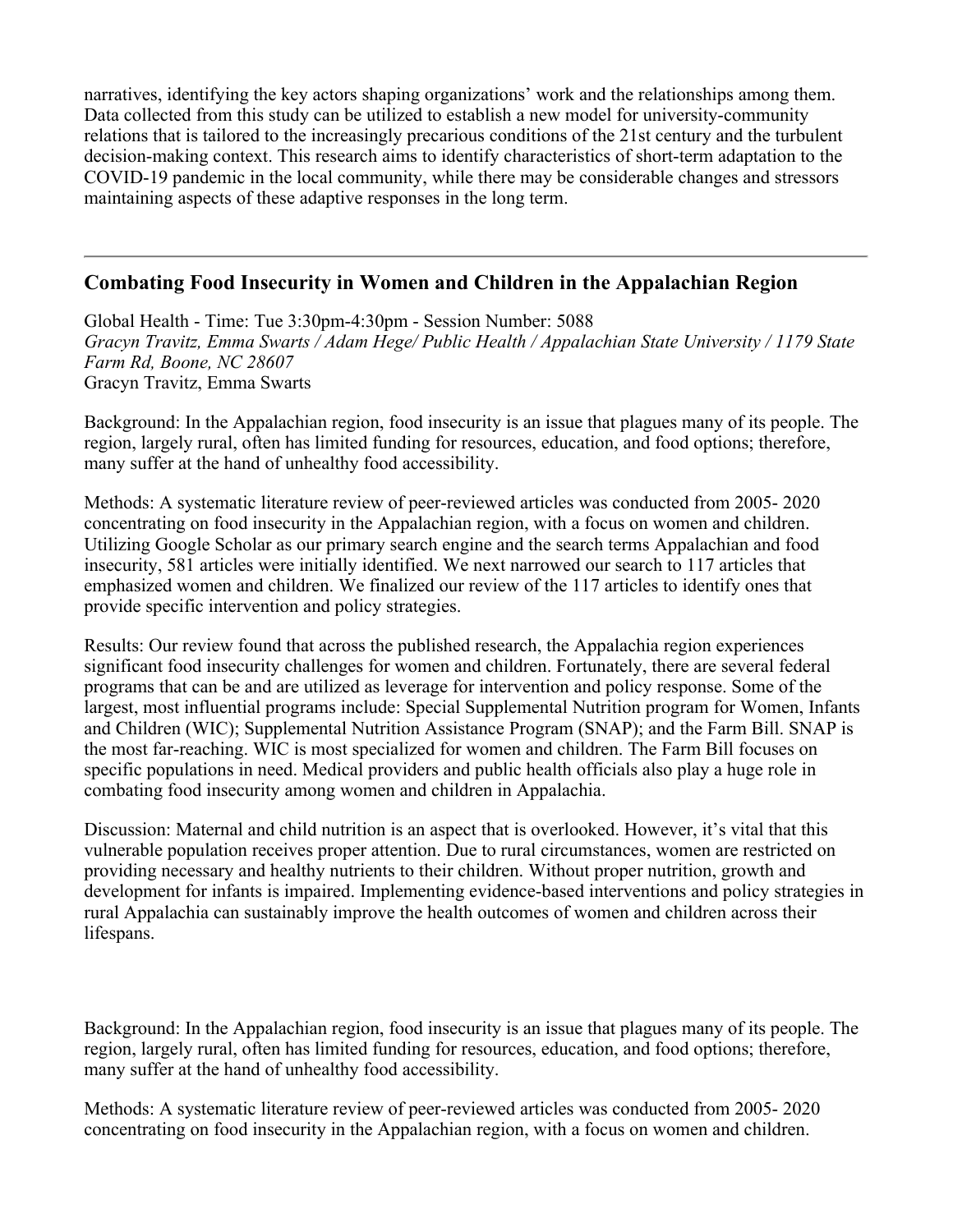narratives, identifying the key actors shaping organizations' work and the relationships among them. Data collected from this study can be utilized to establish a new model for university-community relations that is tailored to the increasingly precarious conditions of the 21st century and the turbulent decision-making context. This research aims to identify characteristics of short-term adaptation to the COVID-19 pandemic in the local community, while there may be considerable changes and stressors maintaining aspects of these adaptive responses in the long term.

---

## Combating Food Insecurity in Women and Children in the Appalachian Region

Global Health - Time: Tue 3:30pm-4:30pm - Session Number: 5088
*Gracyn Travitz, Emma Swarts / Adam Hege/ Public Health / Appalachian State University / 1179 State Farm Rd, Boone, NC 28607*
Gracyn Travitz, Emma Swarts

Background: In the Appalachian region, food insecurity is an issue that plagues many of its people. The region, largely rural, often has limited funding for resources, education, and food options; therefore, many suffer at the hand of unhealthy food accessibility.

Methods: A systematic literature review of peer-reviewed articles was conducted from 2005- 2020 concentrating on food insecurity in the Appalachian region, with a focus on women and children. Utilizing Google Scholar as our primary search engine and the search terms Appalachian and food insecurity, 581 articles were initially identified. We next narrowed our search to 117 articles that emphasized women and children. We finalized our review of the 117 articles to identify ones that provide specific intervention and policy strategies.

Results: Our review found that across the published research, the Appalachia region experiences significant food insecurity challenges for women and children. Fortunately, there are several federal programs that can be and are utilized as leverage for intervention and policy response. Some of the largest, most influential programs include: Special Supplemental Nutrition program for Women, Infants and Children (WIC); Supplemental Nutrition Assistance Program (SNAP); and the Farm Bill. SNAP is the most far-reaching. WIC is most specialized for women and children. The Farm Bill focuses on specific populations in need. Medical providers and public health officials also play a huge role in combating food insecurity among women and children in Appalachia.

Discussion: Maternal and child nutrition is an aspect that is overlooked. However, it's vital that this vulnerable population receives proper attention. Due to rural circumstances, women are restricted on providing necessary and healthy nutrients to their children. Without proper nutrition, growth and development for infants is impaired. Implementing evidence-based interventions and policy strategies in rural Appalachia can sustainably improve the health outcomes of women and children across their lifespans.

Background: In the Appalachian region, food insecurity is an issue that plagues many of its people. The region, largely rural, often has limited funding for resources, education, and food options; therefore, many suffer at the hand of unhealthy food accessibility.

Methods: A systematic literature review of peer-reviewed articles was conducted from 2005- 2020 concentrating on food insecurity in the Appalachian region, with a focus on women and children.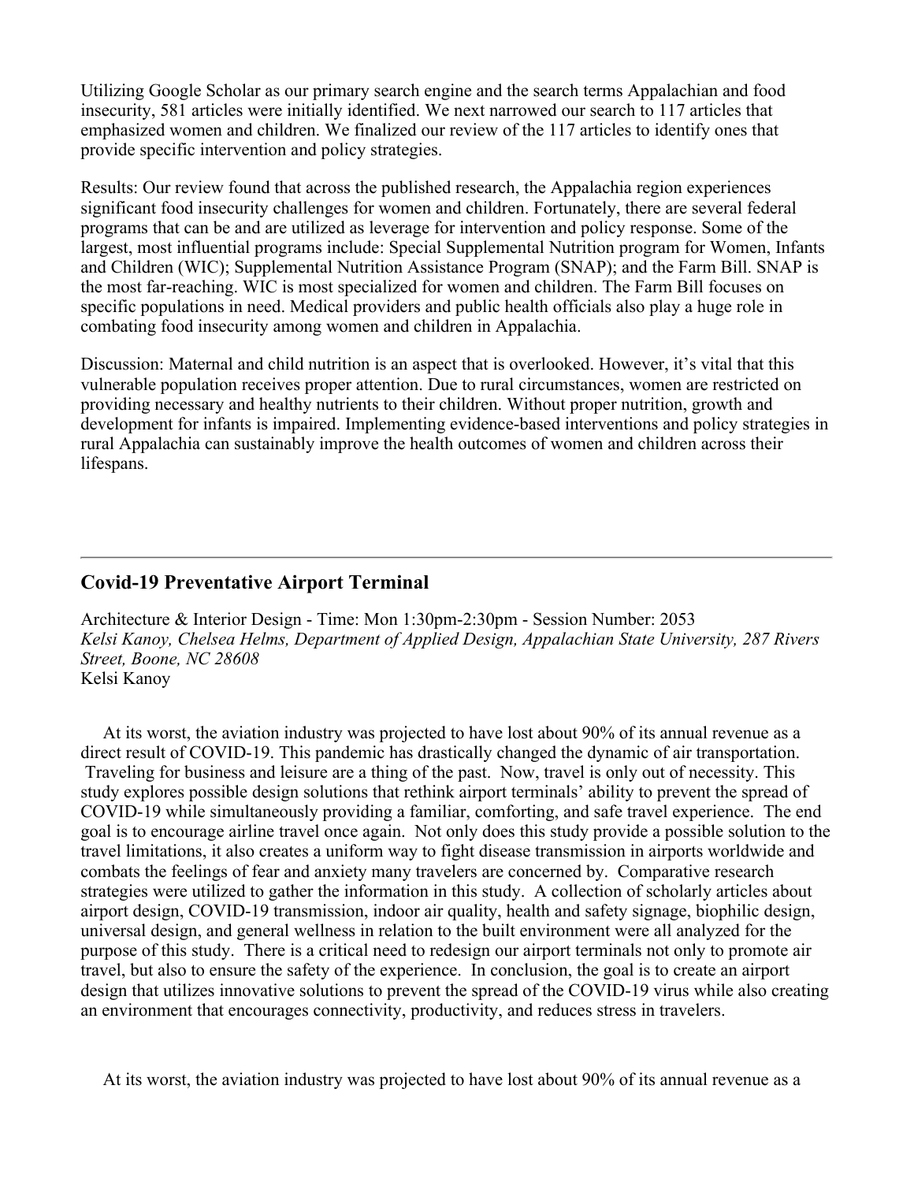Utilizing Google Scholar as our primary search engine and the search terms Appalachian and food insecurity, 581 articles were initially identified. We next narrowed our search to 117 articles that emphasized women and children. We finalized our review of the 117 articles to identify ones that provide specific intervention and policy strategies.

Results: Our review found that across the published research, the Appalachia region experiences significant food insecurity challenges for women and children. Fortunately, there are several federal programs that can be and are utilized as leverage for intervention and policy response. Some of the largest, most influential programs include: Special Supplemental Nutrition program for Women, Infants and Children (WIC); Supplemental Nutrition Assistance Program (SNAP); and the Farm Bill. SNAP is the most far-reaching. WIC is most specialized for women and children. The Farm Bill focuses on specific populations in need. Medical providers and public health officials also play a huge role in combating food insecurity among women and children in Appalachia.

Discussion: Maternal and child nutrition is an aspect that is overlooked. However, it's vital that this vulnerable population receives proper attention. Due to rural circumstances, women are restricted on providing necessary and healthy nutrients to their children. Without proper nutrition, growth and development for infants is impaired. Implementing evidence-based interventions and policy strategies in rural Appalachia can sustainably improve the health outcomes of women and children across their lifespans.

---

## Covid-19 Preventative Airport Terminal

Architecture & Interior Design - Time: Mon 1:30pm-2:30pm - Session Number: 2053
*Kelsi Kanoy, Chelsea Helms, Department of Applied Design, Appalachian State University, 287 Rivers Street, Boone, NC 28608*
Kelsi Kanoy

At its worst, the aviation industry was projected to have lost about 90% of its annual revenue as a direct result of COVID-19. This pandemic has drastically changed the dynamic of air transportation. Traveling for business and leisure are a thing of the past. Now, travel is only out of necessity. This study explores possible design solutions that rethink airport terminals' ability to prevent the spread of COVID-19 while simultaneously providing a familiar, comforting, and safe travel experience. The end goal is to encourage airline travel once again. Not only does this study provide a possible solution to the travel limitations, it also creates a uniform way to fight disease transmission in airports worldwide and combats the feelings of fear and anxiety many travelers are concerned by. Comparative research strategies were utilized to gather the information in this study. A collection of scholarly articles about airport design, COVID-19 transmission, indoor air quality, health and safety signage, biophilic design, universal design, and general wellness in relation to the built environment were all analyzed for the purpose of this study. There is a critical need to redesign our airport terminals not only to promote air travel, but also to ensure the safety of the experience. In conclusion, the goal is to create an airport design that utilizes innovative solutions to prevent the spread of the COVID-19 virus while also creating an environment that encourages connectivity, productivity, and reduces stress in travelers.

At its worst, the aviation industry was projected to have lost about 90% of its annual revenue as a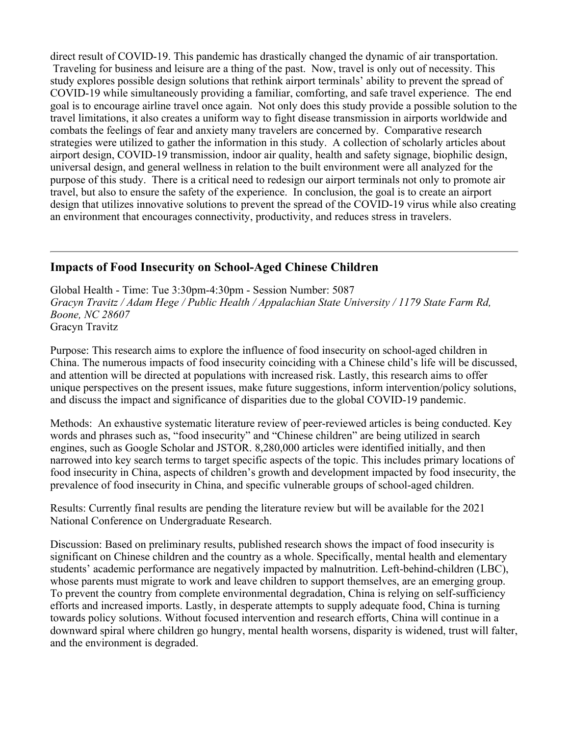direct result of COVID-19. This pandemic has drastically changed the dynamic of air transportation. Traveling for business and leisure are a thing of the past. Now, travel is only out of necessity. This study explores possible design solutions that rethink airport terminals' ability to prevent the spread of COVID-19 while simultaneously providing a familiar, comforting, and safe travel experience. The end goal is to encourage airline travel once again. Not only does this study provide a possible solution to the travel limitations, it also creates a uniform way to fight disease transmission in airports worldwide and combats the feelings of fear and anxiety many travelers are concerned by. Comparative research strategies were utilized to gather the information in this study. A collection of scholarly articles about airport design, COVID-19 transmission, indoor air quality, health and safety signage, biophilic design, universal design, and general wellness in relation to the built environment were all analyzed for the purpose of this study. There is a critical need to redesign our airport terminals not only to promote air travel, but also to ensure the safety of the experience. In conclusion, the goal is to create an airport design that utilizes innovative solutions to prevent the spread of the COVID-19 virus while also creating an environment that encourages connectivity, productivity, and reduces stress in travelers.

---

## Impacts of Food Insecurity on School-Aged Chinese Children

Global Health - Time: Tue 3:30pm-4:30pm - Session Number: 5087
*Gracyn Travitz / Adam Hege / Public Health / Appalachian State University / 1179 State Farm Rd, Boone, NC 28607*
Gracyn Travitz

Purpose: This research aims to explore the influence of food insecurity on school-aged children in China. The numerous impacts of food insecurity coinciding with a Chinese child's life will be discussed, and attention will be directed at populations with increased risk. Lastly, this research aims to offer unique perspectives on the present issues, make future suggestions, inform intervention/policy solutions, and discuss the impact and significance of disparities due to the global COVID-19 pandemic.

Methods: An exhaustive systematic literature review of peer-reviewed articles is being conducted. Key words and phrases such as, "food insecurity" and "Chinese children" are being utilized in search engines, such as Google Scholar and JSTOR. 8,280,000 articles were identified initially, and then narrowed into key search terms to target specific aspects of the topic. This includes primary locations of food insecurity in China, aspects of children's growth and development impacted by food insecurity, the prevalence of food insecurity in China, and specific vulnerable groups of school-aged children.

Results: Currently final results are pending the literature review but will be available for the 2021 National Conference on Undergraduate Research.

Discussion: Based on preliminary results, published research shows the impact of food insecurity is significant on Chinese children and the country as a whole. Specifically, mental health and elementary students' academic performance are negatively impacted by malnutrition. Left-behind-children (LBC), whose parents must migrate to work and leave children to support themselves, are an emerging group. To prevent the country from complete environmental degradation, China is relying on self-sufficiency efforts and increased imports. Lastly, in desperate attempts to supply adequate food, China is turning towards policy solutions. Without focused intervention and research efforts, China will continue in a downward spiral where children go hungry, mental health worsens, disparity is widened, trust will falter, and the environment is degraded.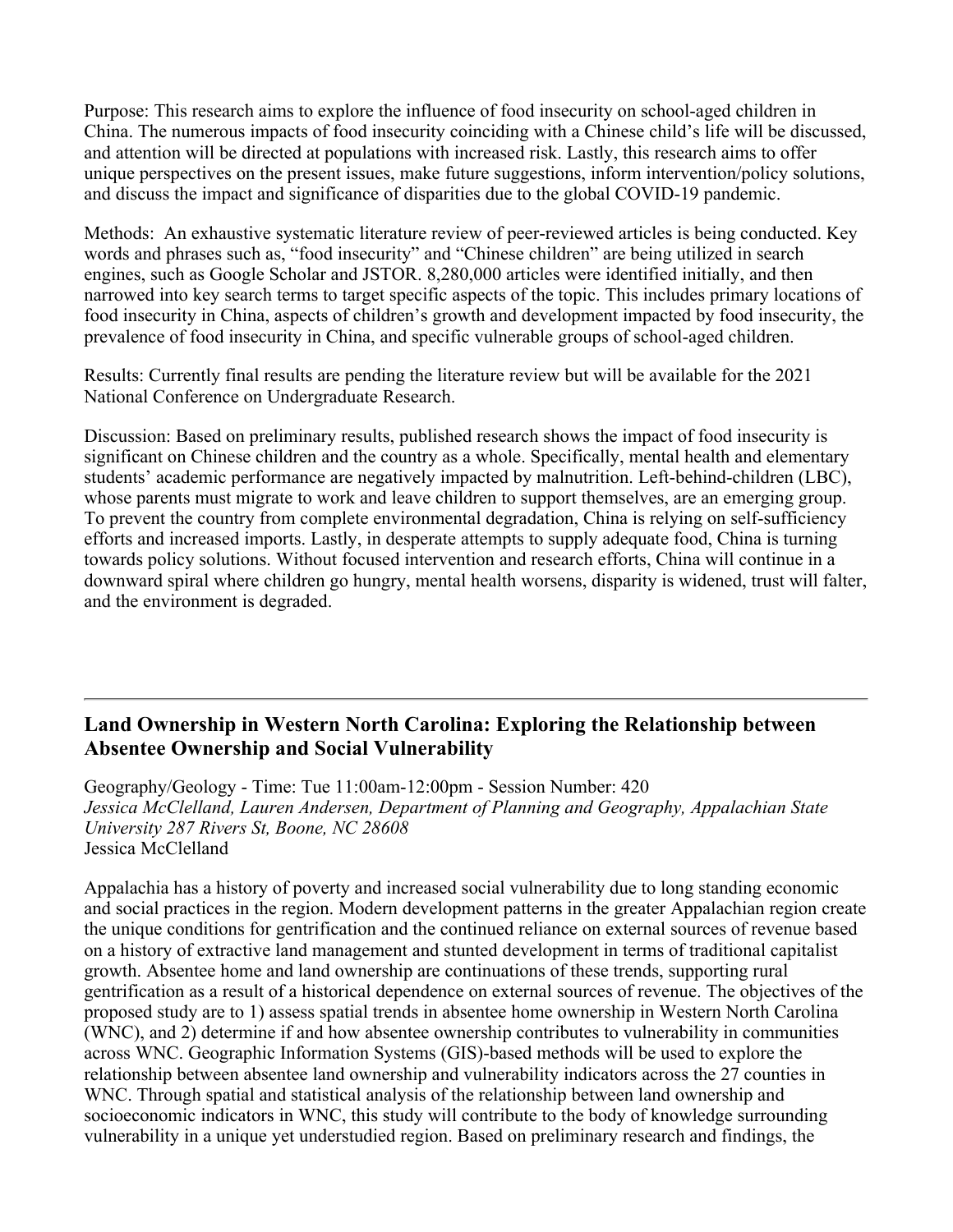Purpose: This research aims to explore the influence of food insecurity on school-aged children in China. The numerous impacts of food insecurity coinciding with a Chinese child's life will be discussed, and attention will be directed at populations with increased risk. Lastly, this research aims to offer unique perspectives on the present issues, make future suggestions, inform intervention/policy solutions, and discuss the impact and significance of disparities due to the global COVID-19 pandemic.

Methods: An exhaustive systematic literature review of peer-reviewed articles is being conducted. Key words and phrases such as, "food insecurity" and "Chinese children" are being utilized in search engines, such as Google Scholar and JSTOR. 8,280,000 articles were identified initially, and then narrowed into key search terms to target specific aspects of the topic. This includes primary locations of food insecurity in China, aspects of children's growth and development impacted by food insecurity, the prevalence of food insecurity in China, and specific vulnerable groups of school-aged children.

Results: Currently final results are pending the literature review but will be available for the 2021 National Conference on Undergraduate Research.

Discussion: Based on preliminary results, published research shows the impact of food insecurity is significant on Chinese children and the country as a whole. Specifically, mental health and elementary students' academic performance are negatively impacted by malnutrition. Left-behind-children (LBC), whose parents must migrate to work and leave children to support themselves, are an emerging group. To prevent the country from complete environmental degradation, China is relying on self-sufficiency efforts and increased imports. Lastly, in desperate attempts to supply adequate food, China is turning towards policy solutions. Without focused intervention and research efforts, China will continue in a downward spiral where children go hungry, mental health worsens, disparity is widened, trust will falter, and the environment is degraded.

---

## Land Ownership in Western North Carolina: Exploring the Relationship between Absentee Ownership and Social Vulnerability

Geography/Geology - Time: Tue 11:00am-12:00pm - Session Number: 420
*Jessica McClelland, Lauren Andersen, Department of Planning and Geography, Appalachian State University 287 Rivers St, Boone, NC 28608*
Jessica McClelland

Appalachia has a history of poverty and increased social vulnerability due to long standing economic and social practices in the region. Modern development patterns in the greater Appalachian region create the unique conditions for gentrification and the continued reliance on external sources of revenue based on a history of extractive land management and stunted development in terms of traditional capitalist growth. Absentee home and land ownership are continuations of these trends, supporting rural gentrification as a result of a historical dependence on external sources of revenue. The objectives of the proposed study are to 1) assess spatial trends in absentee home ownership in Western North Carolina (WNC), and 2) determine if and how absentee ownership contributes to vulnerability in communities across WNC. Geographic Information Systems (GIS)-based methods will be used to explore the relationship between absentee land ownership and vulnerability indicators across the 27 counties in WNC. Through spatial and statistical analysis of the relationship between land ownership and socioeconomic indicators in WNC, this study will contribute to the body of knowledge surrounding vulnerability in a unique yet understudied region. Based on preliminary research and findings, the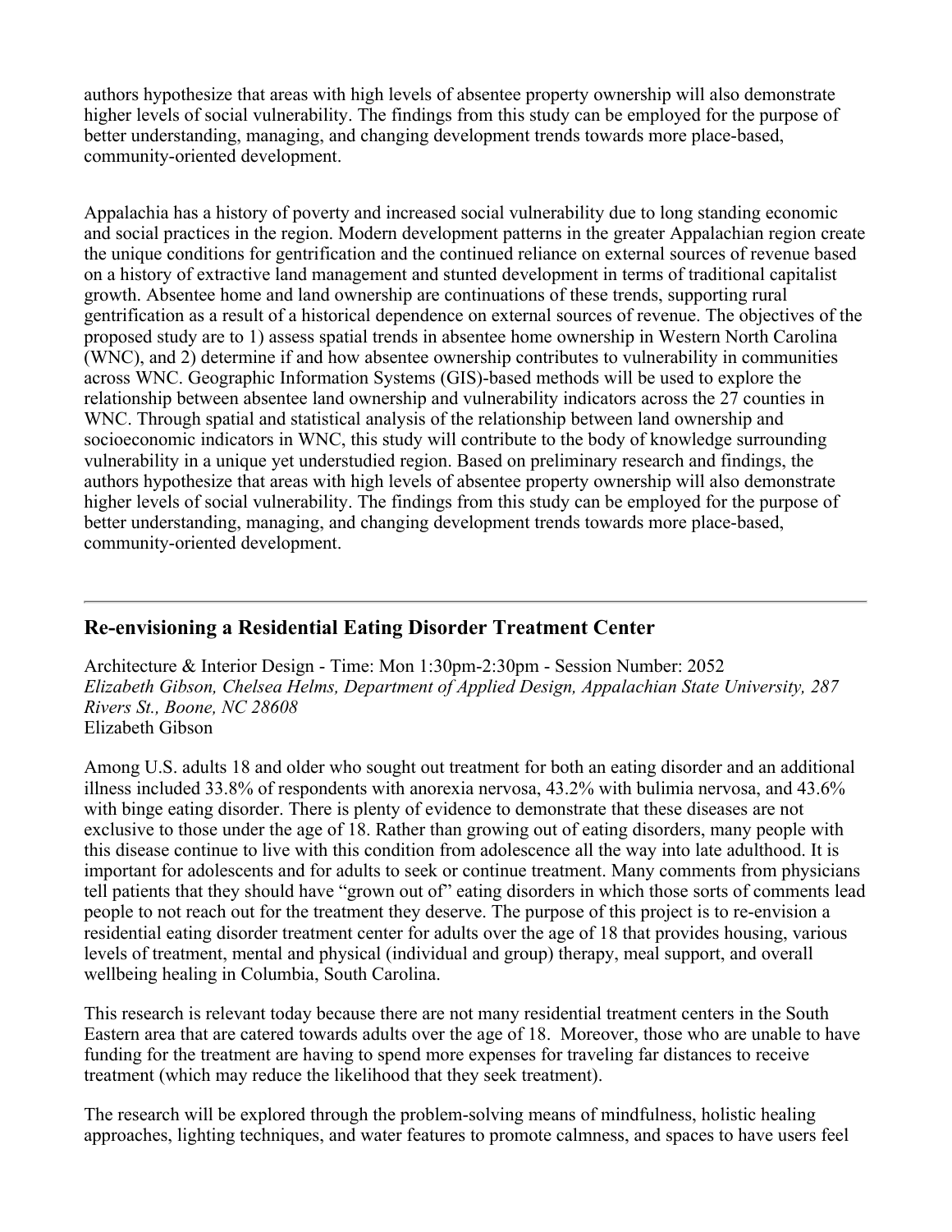authors hypothesize that areas with high levels of absentee property ownership will also demonstrate higher levels of social vulnerability. The findings from this study can be employed for the purpose of better understanding, managing, and changing development trends towards more place-based, community-oriented development.

Appalachia has a history of poverty and increased social vulnerability due to long standing economic and social practices in the region. Modern development patterns in the greater Appalachian region create the unique conditions for gentrification and the continued reliance on external sources of revenue based on a history of extractive land management and stunted development in terms of traditional capitalist growth. Absentee home and land ownership are continuations of these trends, supporting rural gentrification as a result of a historical dependence on external sources of revenue. The objectives of the proposed study are to 1) assess spatial trends in absentee home ownership in Western North Carolina (WNC), and 2) determine if and how absentee ownership contributes to vulnerability in communities across WNC. Geographic Information Systems (GIS)-based methods will be used to explore the relationship between absentee land ownership and vulnerability indicators across the 27 counties in WNC. Through spatial and statistical analysis of the relationship between land ownership and socioeconomic indicators in WNC, this study will contribute to the body of knowledge surrounding vulnerability in a unique yet understudied region. Based on preliminary research and findings, the authors hypothesize that areas with high levels of absentee property ownership will also demonstrate higher levels of social vulnerability. The findings from this study can be employed for the purpose of better understanding, managing, and changing development trends towards more place-based, community-oriented development.

---

## Re-envisioning a Residential Eating Disorder Treatment Center

Architecture & Interior Design - Time: Mon 1:30pm-2:30pm - Session Number: 2052
*Elizabeth Gibson, Chelsea Helms, Department of Applied Design, Appalachian State University, 287 Rivers St., Boone, NC 28608*
Elizabeth Gibson

Among U.S. adults 18 and older who sought out treatment for both an eating disorder and an additional illness included 33.8% of respondents with anorexia nervosa, 43.2% with bulimia nervosa, and 43.6% with binge eating disorder. There is plenty of evidence to demonstrate that these diseases are not exclusive to those under the age of 18. Rather than growing out of eating disorders, many people with this disease continue to live with this condition from adolescence all the way into late adulthood. It is important for adolescents and for adults to seek or continue treatment. Many comments from physicians tell patients that they should have "grown out of" eating disorders in which those sorts of comments lead people to not reach out for the treatment they deserve. The purpose of this project is to re-envision a residential eating disorder treatment center for adults over the age of 18 that provides housing, various levels of treatment, mental and physical (individual and group) therapy, meal support, and overall wellbeing healing in Columbia, South Carolina.

This research is relevant today because there are not many residential treatment centers in the South Eastern area that are catered towards adults over the age of 18. Moreover, those who are unable to have funding for the treatment are having to spend more expenses for traveling far distances to receive treatment (which may reduce the likelihood that they seek treatment).

The research will be explored through the problem-solving means of mindfulness, holistic healing approaches, lighting techniques, and water features to promote calmness, and spaces to have users feel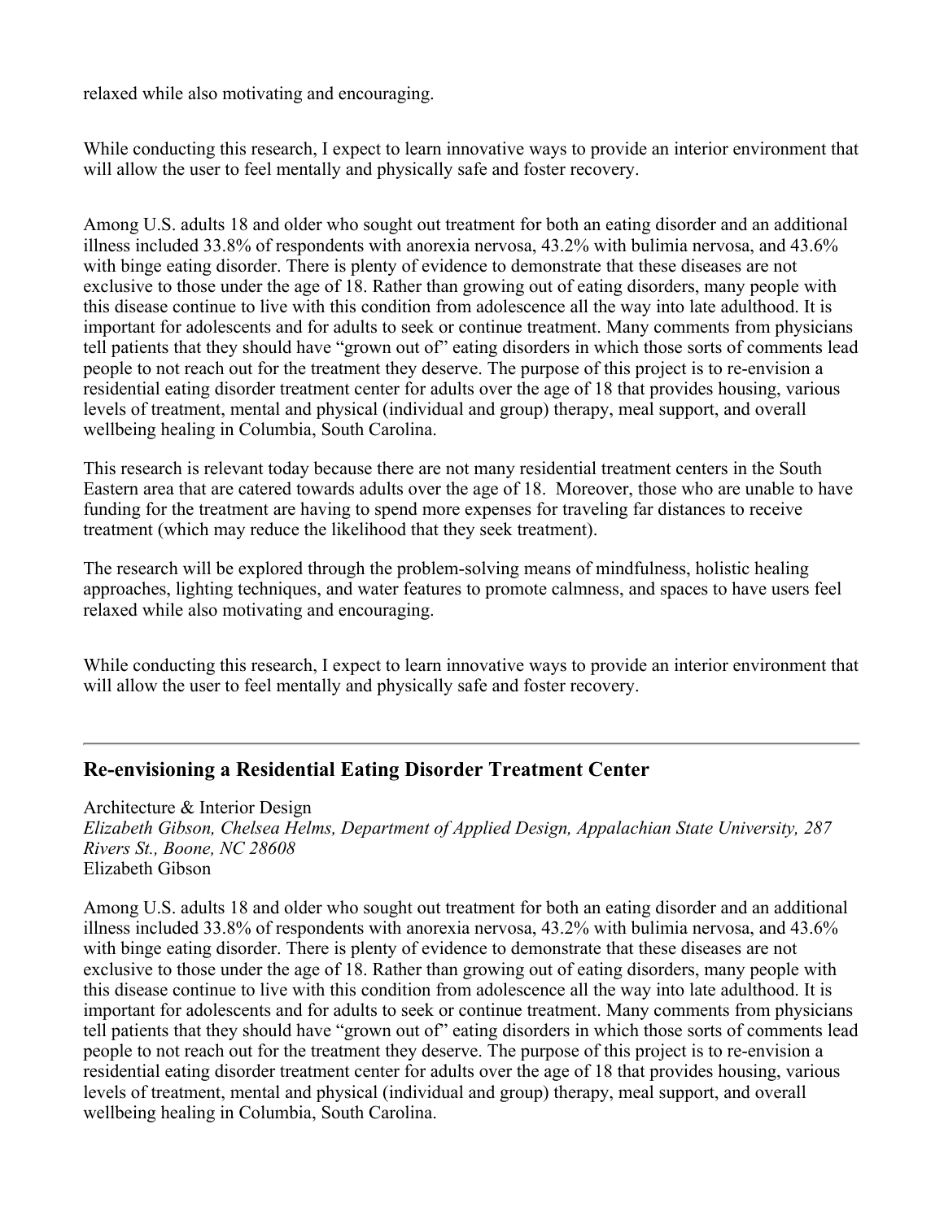relaxed while also motivating and encouraging.

While conducting this research, I expect to learn innovative ways to provide an interior environment that will allow the user to feel mentally and physically safe and foster recovery.

Among U.S. adults 18 and older who sought out treatment for both an eating disorder and an additional illness included 33.8% of respondents with anorexia nervosa, 43.2% with bulimia nervosa, and 43.6% with binge eating disorder. There is plenty of evidence to demonstrate that these diseases are not exclusive to those under the age of 18. Rather than growing out of eating disorders, many people with this disease continue to live with this condition from adolescence all the way into late adulthood. It is important for adolescents and for adults to seek or continue treatment. Many comments from physicians tell patients that they should have "grown out of" eating disorders in which those sorts of comments lead people to not reach out for the treatment they deserve. The purpose of this project is to re-envision a residential eating disorder treatment center for adults over the age of 18 that provides housing, various levels of treatment, mental and physical (individual and group) therapy, meal support, and overall wellbeing healing in Columbia, South Carolina.

This research is relevant today because there are not many residential treatment centers in the South Eastern area that are catered towards adults over the age of 18. Moreover, those who are unable to have funding for the treatment are having to spend more expenses for traveling far distances to receive treatment (which may reduce the likelihood that they seek treatment).

The research will be explored through the problem-solving means of mindfulness, holistic healing approaches, lighting techniques, and water features to promote calmness, and spaces to have users feel relaxed while also motivating and encouraging.

While conducting this research, I expect to learn innovative ways to provide an interior environment that will allow the user to feel mentally and physically safe and foster recovery.

---

## Re-envisioning a Residential Eating Disorder Treatment Center

Architecture & Interior Design
*Elizabeth Gibson, Chelsea Helms, Department of Applied Design, Appalachian State University, 287 Rivers St., Boone, NC 28608*
Elizabeth Gibson

Among U.S. adults 18 and older who sought out treatment for both an eating disorder and an additional illness included 33.8% of respondents with anorexia nervosa, 43.2% with bulimia nervosa, and 43.6% with binge eating disorder. There is plenty of evidence to demonstrate that these diseases are not exclusive to those under the age of 18. Rather than growing out of eating disorders, many people with this disease continue to live with this condition from adolescence all the way into late adulthood. It is important for adolescents and for adults to seek or continue treatment. Many comments from physicians tell patients that they should have "grown out of" eating disorders in which those sorts of comments lead people to not reach out for the treatment they deserve. The purpose of this project is to re-envision a residential eating disorder treatment center for adults over the age of 18 that provides housing, various levels of treatment, mental and physical (individual and group) therapy, meal support, and overall wellbeing healing in Columbia, South Carolina.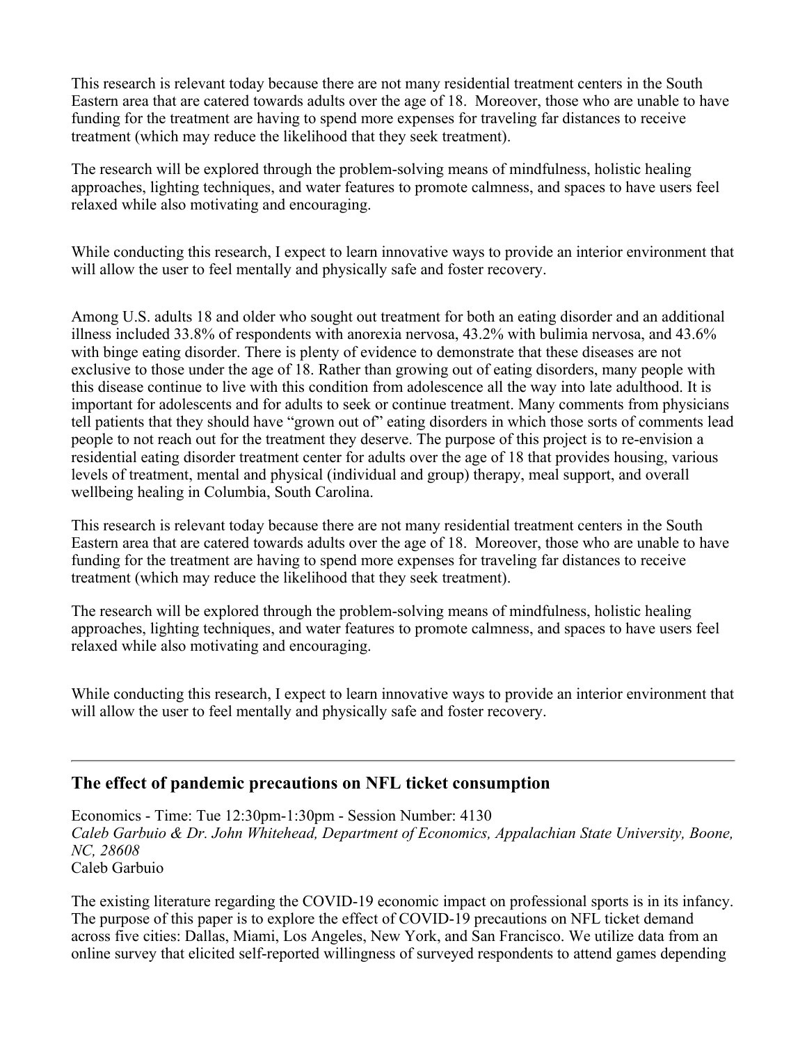This research is relevant today because there are not many residential treatment centers in the South Eastern area that are catered towards adults over the age of 18. Moreover, those who are unable to have funding for the treatment are having to spend more expenses for traveling far distances to receive treatment (which may reduce the likelihood that they seek treatment).

The research will be explored through the problem-solving means of mindfulness, holistic healing approaches, lighting techniques, and water features to promote calmness, and spaces to have users feel relaxed while also motivating and encouraging.

While conducting this research, I expect to learn innovative ways to provide an interior environment that will allow the user to feel mentally and physically safe and foster recovery.

Among U.S. adults 18 and older who sought out treatment for both an eating disorder and an additional illness included 33.8% of respondents with anorexia nervosa, 43.2% with bulimia nervosa, and 43.6% with binge eating disorder. There is plenty of evidence to demonstrate that these diseases are not exclusive to those under the age of 18. Rather than growing out of eating disorders, many people with this disease continue to live with this condition from adolescence all the way into late adulthood. It is important for adolescents and for adults to seek or continue treatment. Many comments from physicians tell patients that they should have "grown out of" eating disorders in which those sorts of comments lead people to not reach out for the treatment they deserve. The purpose of this project is to re-envision a residential eating disorder treatment center for adults over the age of 18 that provides housing, various levels of treatment, mental and physical (individual and group) therapy, meal support, and overall wellbeing healing in Columbia, South Carolina.

This research is relevant today because there are not many residential treatment centers in the South Eastern area that are catered towards adults over the age of 18. Moreover, those who are unable to have funding for the treatment are having to spend more expenses for traveling far distances to receive treatment (which may reduce the likelihood that they seek treatment).

The research will be explored through the problem-solving means of mindfulness, holistic healing approaches, lighting techniques, and water features to promote calmness, and spaces to have users feel relaxed while also motivating and encouraging.

While conducting this research, I expect to learn innovative ways to provide an interior environment that will allow the user to feel mentally and physically safe and foster recovery.

---

## The effect of pandemic precautions on NFL ticket consumption

Economics - Time: Tue 12:30pm-1:30pm - Session Number: 4130
*Caleb Garbuio & Dr. John Whitehead, Department of Economics, Appalachian State University, Boone, NC, 28608*
Caleb Garbuio

The existing literature regarding the COVID-19 economic impact on professional sports is in its infancy. The purpose of this paper is to explore the effect of COVID-19 precautions on NFL ticket demand across five cities: Dallas, Miami, Los Angeles, New York, and San Francisco. We utilize data from an online survey that elicited self-reported willingness of surveyed respondents to attend games depending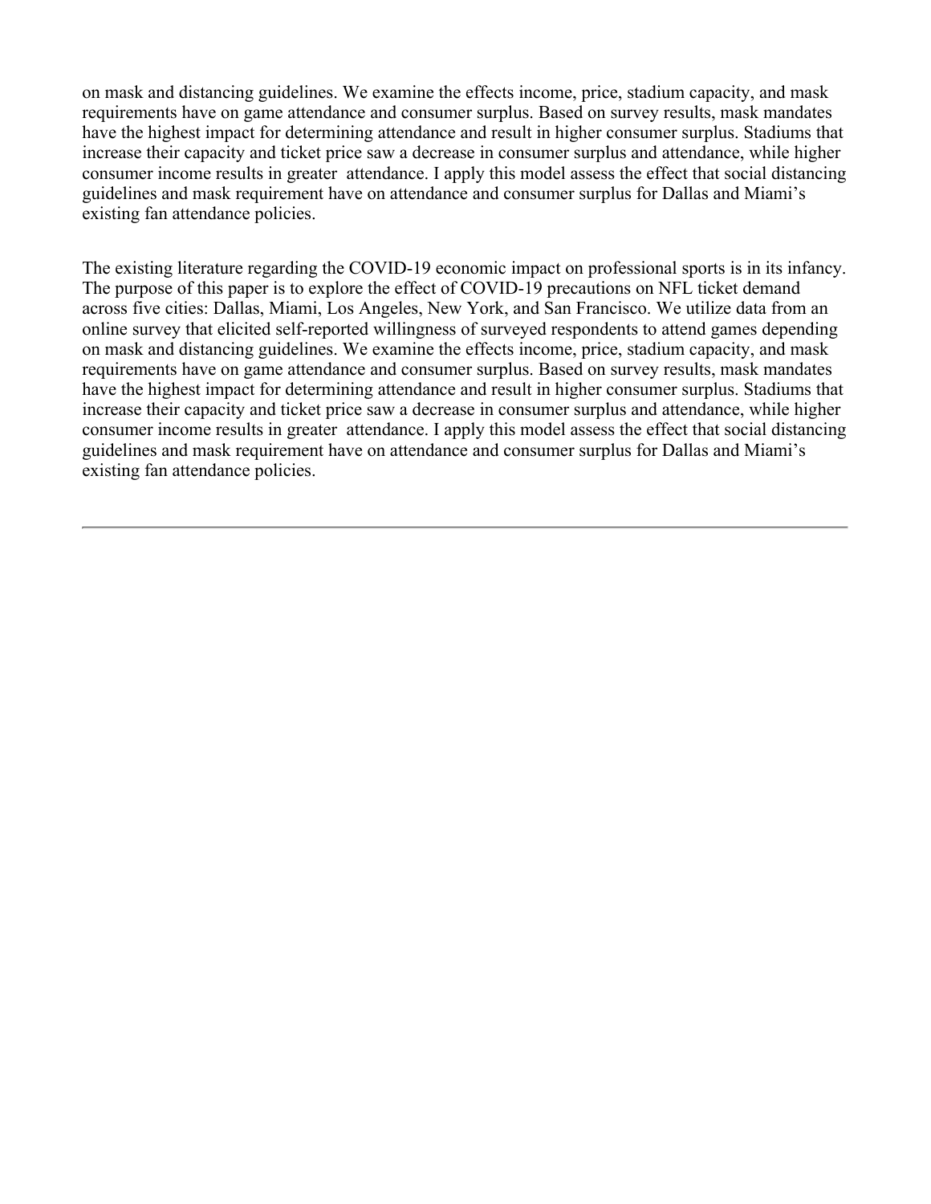on mask and distancing guidelines. We examine the effects income, price, stadium capacity, and mask requirements have on game attendance and consumer surplus. Based on survey results, mask mandates have the highest impact for determining attendance and result in higher consumer surplus. Stadiums that increase their capacity and ticket price saw a decrease in consumer surplus and attendance, while higher consumer income results in greater attendance. I apply this model assess the effect that social distancing guidelines and mask requirement have on attendance and consumer surplus for Dallas and Miami's existing fan attendance policies.

The existing literature regarding the COVID-19 economic impact on professional sports is in its infancy. The purpose of this paper is to explore the effect of COVID-19 precautions on NFL ticket demand across five cities: Dallas, Miami, Los Angeles, New York, and San Francisco. We utilize data from an online survey that elicited self-reported willingness of surveyed respondents to attend games depending on mask and distancing guidelines. We examine the effects income, price, stadium capacity, and mask requirements have on game attendance and consumer surplus. Based on survey results, mask mandates have the highest impact for determining attendance and result in higher consumer surplus. Stadiums that increase their capacity and ticket price saw a decrease in consumer surplus and attendance, while higher consumer income results in greater attendance. I apply this model assess the effect that social distancing guidelines and mask requirement have on attendance and consumer surplus for Dallas and Miami's existing fan attendance policies.

---